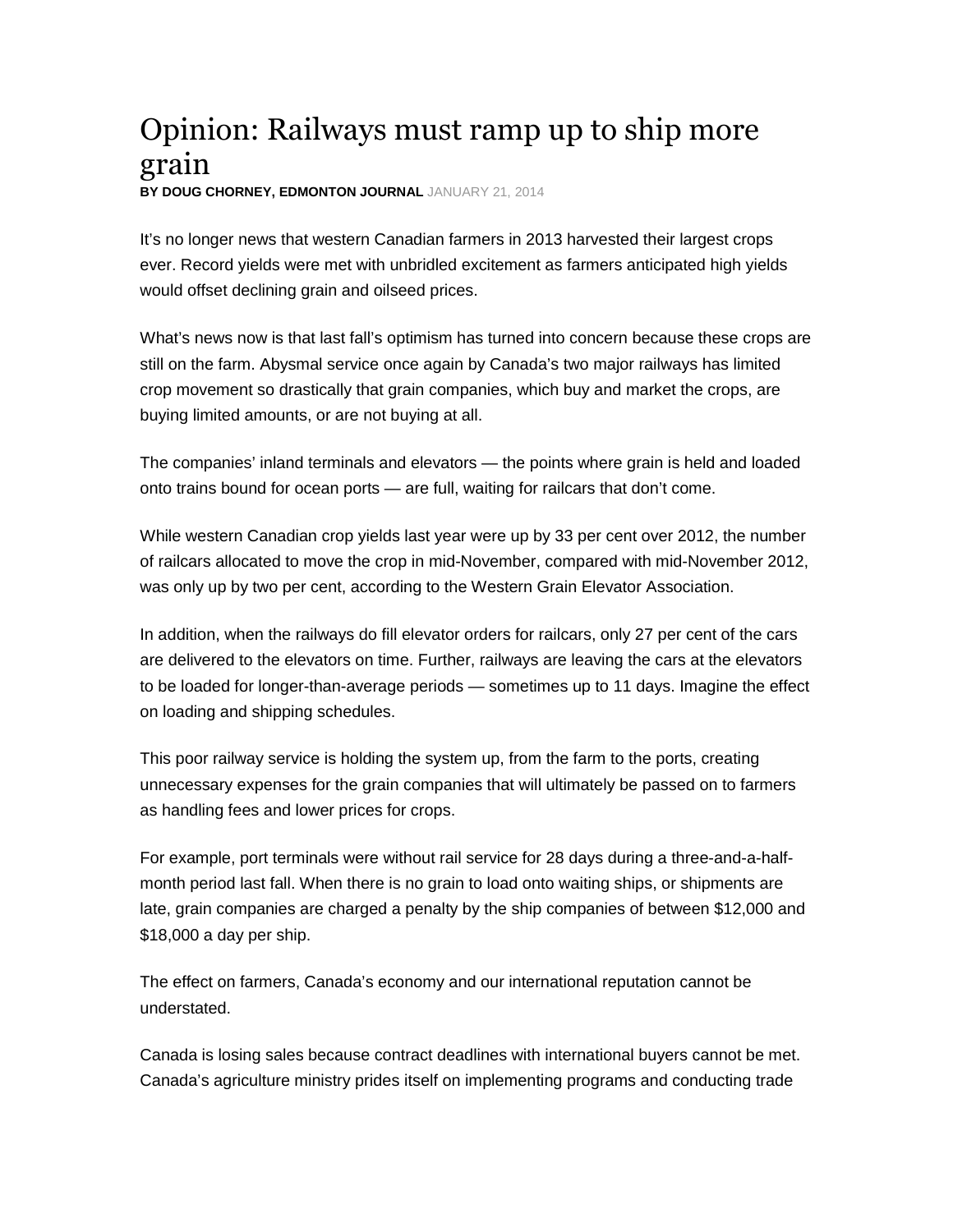# Opinion: Railways must ramp up to ship more grain

**BY DOUG CHORNEY, EDMONTON JOURNAL** JANUARY 21, 2014

It's no longer news that western Canadian farmers in 2013 harvested their largest crops ever. Record yields were met with unbridled excitement as farmers anticipated high yields would offset declining grain and oilseed prices.

What's news now is that last fall's optimism has turned into concern because these crops are still on the farm. Abysmal service once again by Canada's two major railways has limited crop movement so drastically that grain companies, which buy and market the crops, are buying limited amounts, or are not buying at all.

The companies' inland terminals and elevators — the points where grain is held and loaded onto trains bound for ocean ports — are full, waiting for railcars that don't come.

While western Canadian crop yields last year were up by 33 per cent over 2012, the number of railcars allocated to move the crop in mid-November, compared with mid-November 2012, was only up by two per cent, according to the Western Grain Elevator Association.

In addition, when the railways do fill elevator orders for railcars, only 27 per cent of the cars are delivered to the elevators on time. Further, railways are leaving the cars at the elevators to be loaded for longer-than-average periods — sometimes up to 11 days. Imagine the effect on loading and shipping schedules.

This poor railway service is holding the system up, from the farm to the ports, creating unnecessary expenses for the grain companies that will ultimately be passed on to farmers as handling fees and lower prices for crops.

For example, port terminals were without rail service for 28 days during a three-and-a-half-month period last fall. When there is no grain to load onto waiting ships, or shipments are late, grain companies are charged a penalty by the ship companies of between $12,000 and $18,000 a day per ship.

The effect on farmers, Canada's economy and our international reputation cannot be understated.

Canada is losing sales because contract deadlines with international buyers cannot be met. Canada's agriculture ministry prides itself on implementing programs and conducting trade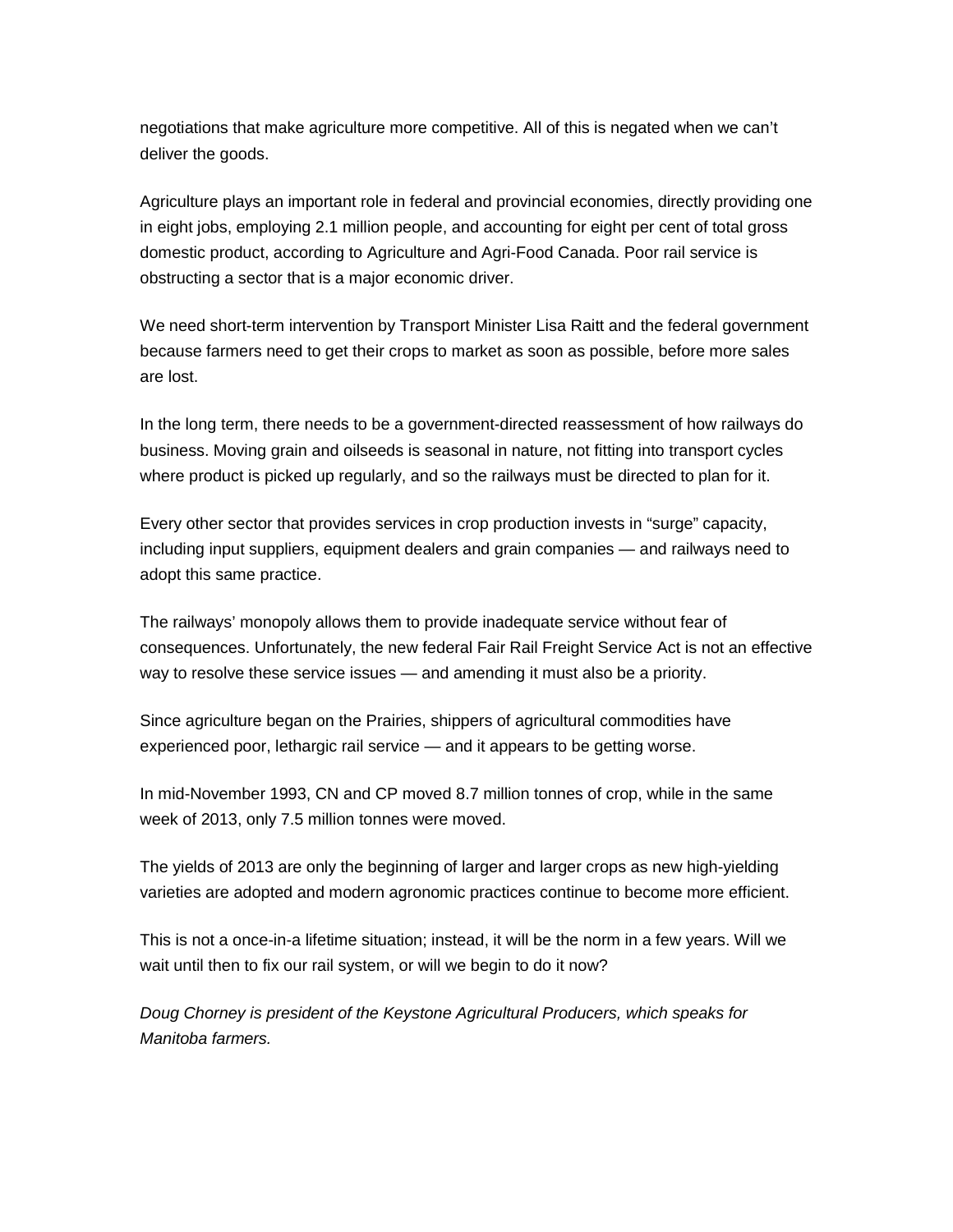negotiations that make agriculture more competitive. All of this is negated when we can't deliver the goods.

Agriculture plays an important role in federal and provincial economies, directly providing one in eight jobs, employing 2.1 million people, and accounting for eight per cent of total gross domestic product, according to Agriculture and Agri-Food Canada. Poor rail service is obstructing a sector that is a major economic driver.

We need short-term intervention by Transport Minister Lisa Raitt and the federal government because farmers need to get their crops to market as soon as possible, before more sales are lost.

In the long term, there needs to be a government-directed reassessment of how railways do business. Moving grain and oilseeds is seasonal in nature, not fitting into transport cycles where product is picked up regularly, and so the railways must be directed to plan for it.

Every other sector that provides services in crop production invests in "surge" capacity, including input suppliers, equipment dealers and grain companies — and railways need to adopt this same practice.

The railways' monopoly allows them to provide inadequate service without fear of consequences. Unfortunately, the new federal Fair Rail Freight Service Act is not an effective way to resolve these service issues — and amending it must also be a priority.

Since agriculture began on the Prairies, shippers of agricultural commodities have experienced poor, lethargic rail service — and it appears to be getting worse.

In mid-November 1993, CN and CP moved 8.7 million tonnes of crop, while in the same week of 2013, only 7.5 million tonnes were moved.

The yields of 2013 are only the beginning of larger and larger crops as new high-yielding varieties are adopted and modern agronomic practices continue to become more efficient.

This is not a once-in-a lifetime situation; instead, it will be the norm in a few years. Will we wait until then to fix our rail system, or will we begin to do it now?

*Doug Chorney is president of the Keystone Agricultural Producers, which speaks for Manitoba farmers.*